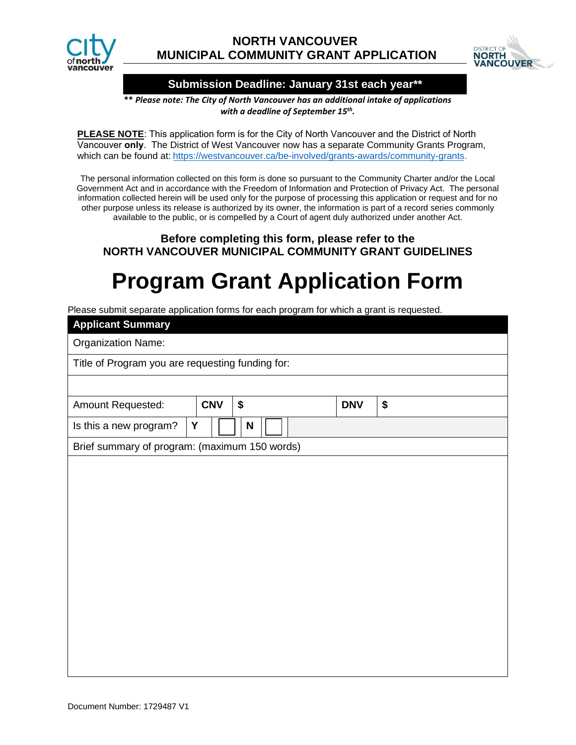# NORTH VANCOUVER MUNICIPAL COMMUNITY GRANT APPLICATION

**Submission Deadline: January 31st each year****

***\*\* Please note: The City of North Vancouver has an additional intake of applications with a deadline of September 15th.***

**PLEASE NOTE**: This application form is for the City of North Vancouver and the District of North Vancouver **only**. The District of West Vancouver now has a separate Community Grants Program, which can be found at: https://westvancouver.ca/be-involved/grants-awards/community-grants.

The personal information collected on this form is done so pursuant to the Community Charter and/or the Local Government Act and in accordance with the Freedom of Information and Protection of Privacy Act. The personal information collected herein will be used only for the purpose of processing this application or request and for no other purpose unless its release is authorized by its owner, the information is part of a record series commonly available to the public, or is compelled by a Court of agent duly authorized under another Act.

**Before completing this form, please refer to the NORTH VANCOUVER MUNICIPAL COMMUNITY GRANT GUIDELINES**

# Program Grant Application Form

Please submit separate application forms for each program for which a grant is requested.

| **Applicant Summary** | | | | | | |
|---|---|---|---|---|---|---|
| Organization Name: | | | | | | |
| Title of Program you are requesting funding for: | | | | | | |
| | | | | | | |
| Amount Requested: | **CNV** | **$** | | **DNV** | **$** | |
| Is this a new program? | **Y** | ☐ | **N** | ☐ | | |
| Brief summary of program: (maximum 150 words) | | | | | | |
| | | | | | | |

Document Number: 1729487 V1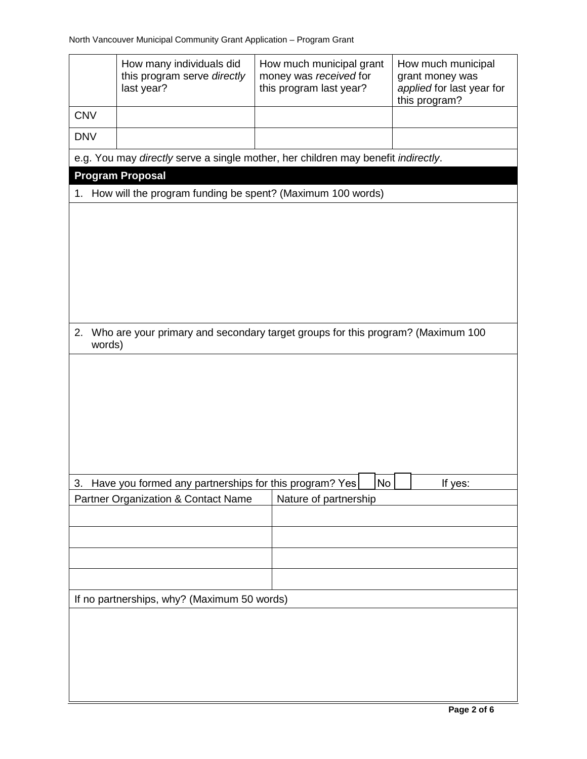| | How many individuals did this program serve *directly* last year? | How much municipal grant money was *received* for this program last year? | How much municipal grant money was *applied* for last year for this program? |
|---|---|---|---|
| CNV | | | |
| DNV | | | |

e.g. You may *directly* serve a single mother, her children may benefit *indirectly*.

## Program Proposal

1. How will the program funding be spent? (Maximum 100 words)

2. Who are your primary and secondary target groups for this program? (Maximum 100 words)

3. Have you formed any partnerships for this program? Yes ☐ No ☐ If yes:

| Partner Organization & Contact Name | Nature of partnership |
|---|---|
| | |
| | |
| | |
| | |

If no partnerships, why? (Maximum 50 words)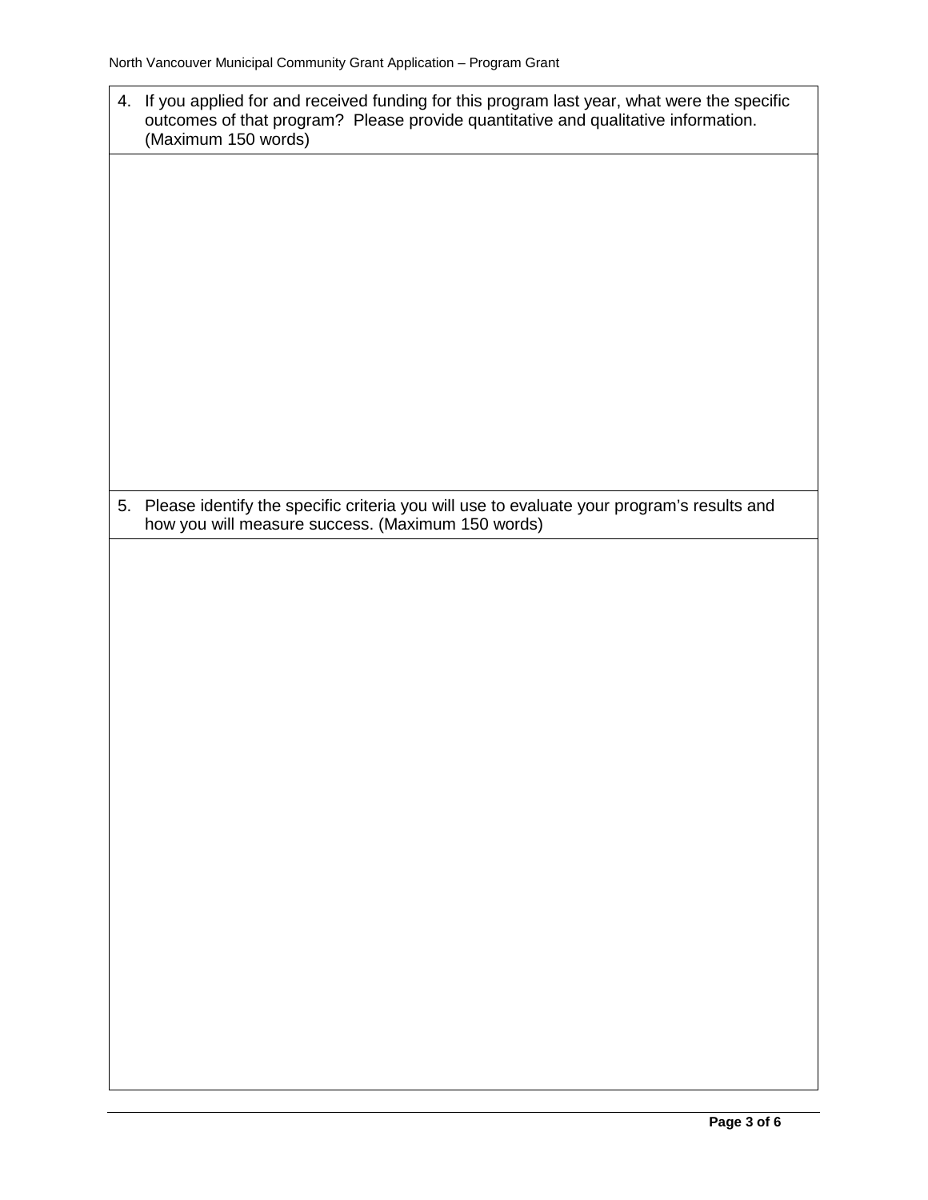4. If you applied for and received funding for this program last year, what were the specific outcomes of that program? Please provide quantitative and qualitative information. (Maximum 150 words)

5. Please identify the specific criteria you will use to evaluate your program's results and how you will measure success. (Maximum 150 words)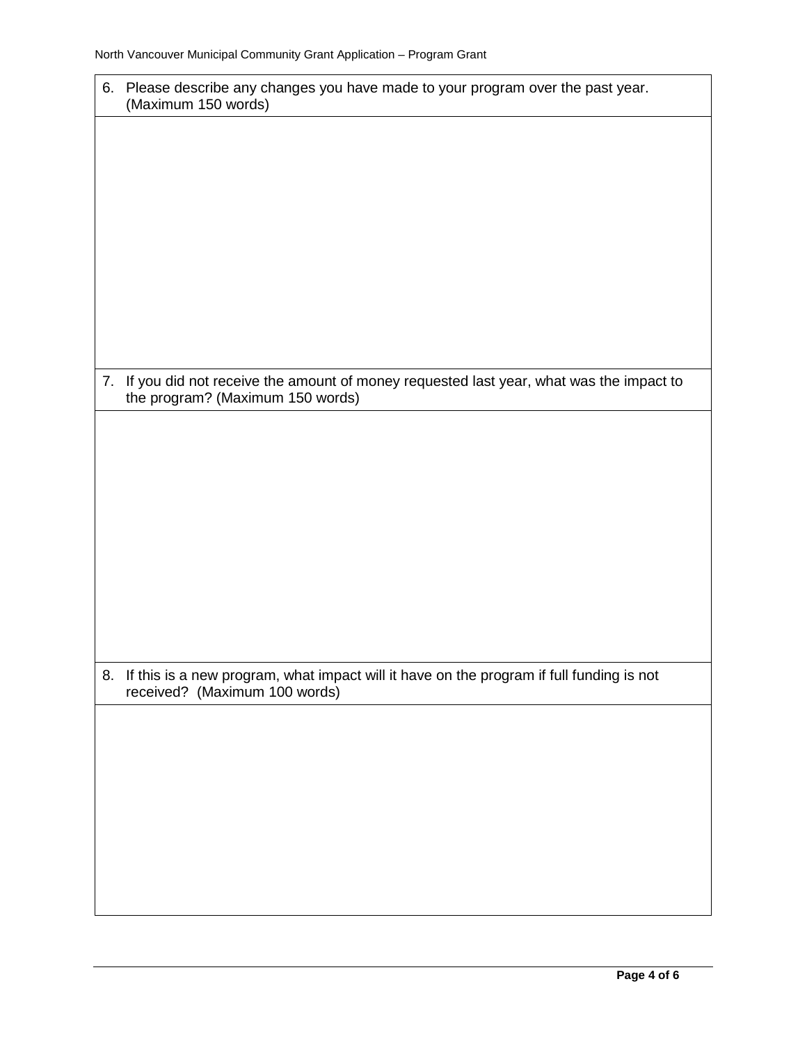| 6. Please describe any changes you have made to your program over the past year. (Maximum 150 words) |
| --- |
| |
| **7. If you did not receive the amount of money requested last year, what was the impact to the program? (Maximum 150 words)** |
| |
| **8. If this is a new program, what impact will it have on the program if full funding is not received? (Maximum 100 words)** |
| |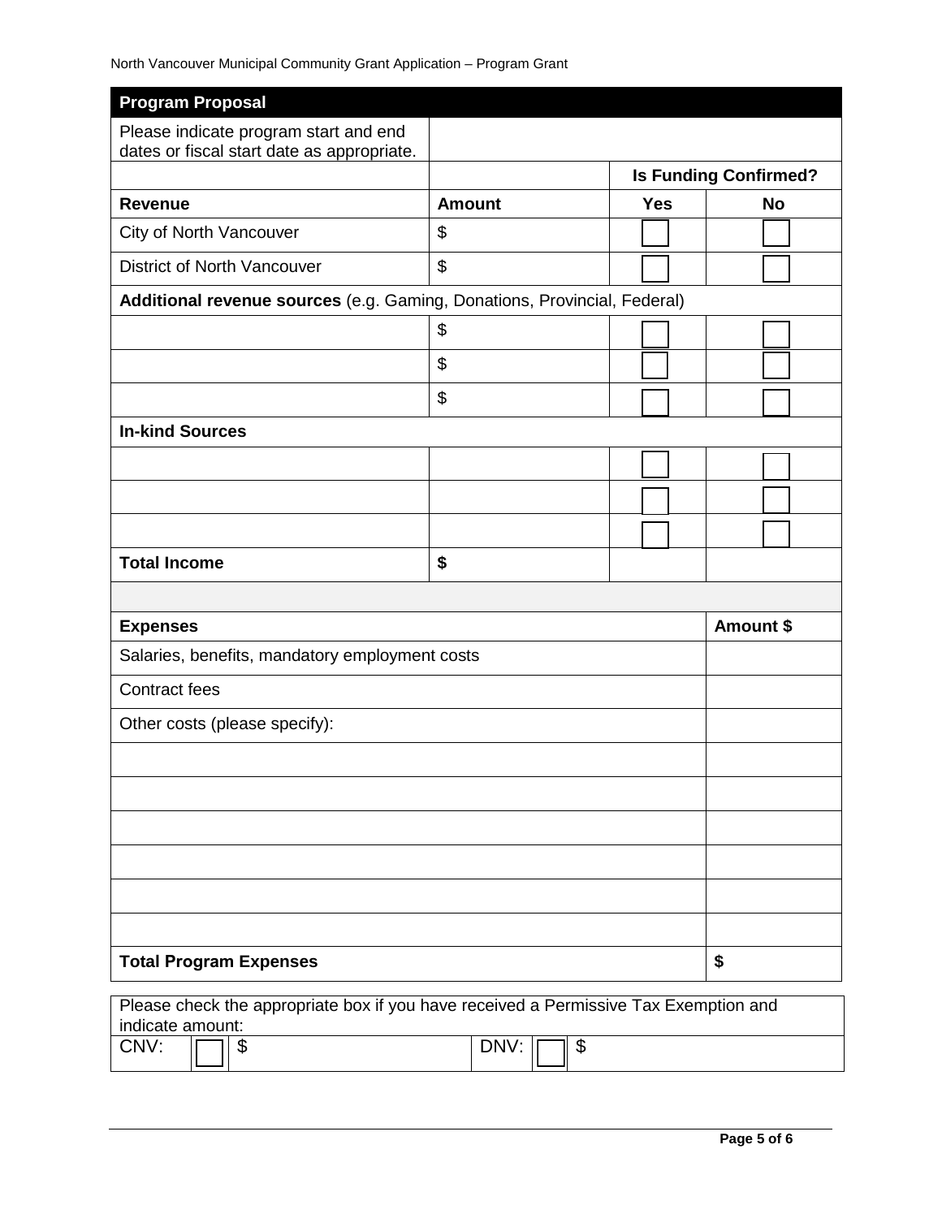| Program Proposal | | | |
|---|---|---|---|
| Please indicate program start and end dates or fiscal start date as appropriate. | | | |
| | | **Is Funding Confirmed?** | |
| **Revenue** | **Amount** | **Yes** | **No** |
| City of North Vancouver | $ | ☐ | ☐ |
| District of North Vancouver | $ | ☐ | ☐ |
| **Additional revenue sources** (e.g. Gaming, Donations, Provincial, Federal) | | | |
| | $ | ☐ | ☐ |
| | $ | ☐ | ☐ |
| | $ | ☐ | ☐ |
| **In-kind Sources** | | | |
| | | ☐ | ☐ |
| | | ☐ | ☐ |
| | | ☐ | ☐ |
| **Total Income** | **$** | | |

| **Expenses** | **Amount $** |
|---|---|
| Salaries, benefits, mandatory employment costs | |
| Contract fees | |
| Other costs (please specify): | |
| | |
| | |
| | |
| | |
| | |
| | |
| **Total Program Expenses** | **$** |

| Please check the appropriate box if you have received a Permissive Tax Exemption and indicate amount: | | | | | |
|---|---|---|---|---|---|
| CNV: | ☐ | $ | DNV: | ☐ | $ |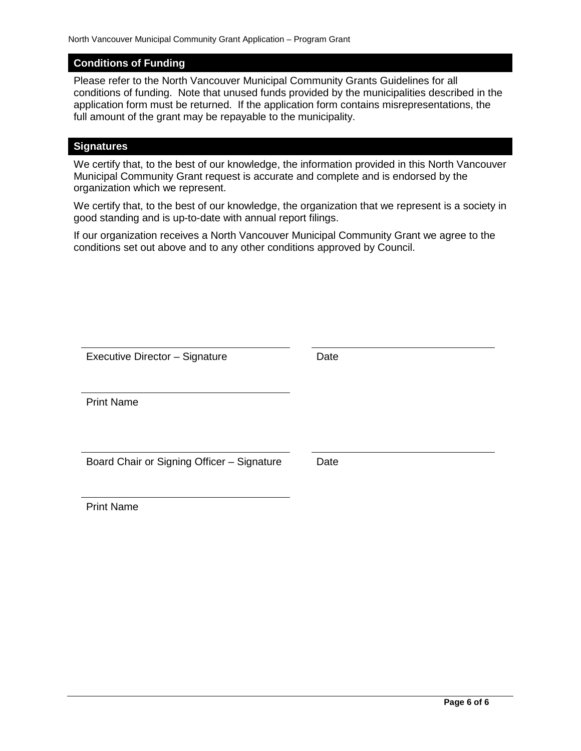## Conditions of Funding

Please refer to the North Vancouver Municipal Community Grants Guidelines for all conditions of funding. Note that unused funds provided by the municipalities described in the application form must be returned. If the application form contains misrepresentations, the full amount of the grant may be repayable to the municipality.

## Signatures

We certify that, to the best of our knowledge, the information provided in this North Vancouver Municipal Community Grant request is accurate and complete and is endorsed by the organization which we represent.

We certify that, to the best of our knowledge, the organization that we represent is a society in good standing and is up-to-date with annual report filings.

If our organization receives a North Vancouver Municipal Community Grant we agree to the conditions set out above and to any other conditions approved by Council.

| | |
|---|---|
| Executive Director – Signature | Date |
| Print Name | |
| Board Chair or Signing Officer – Signature | Date |
| Print Name | |